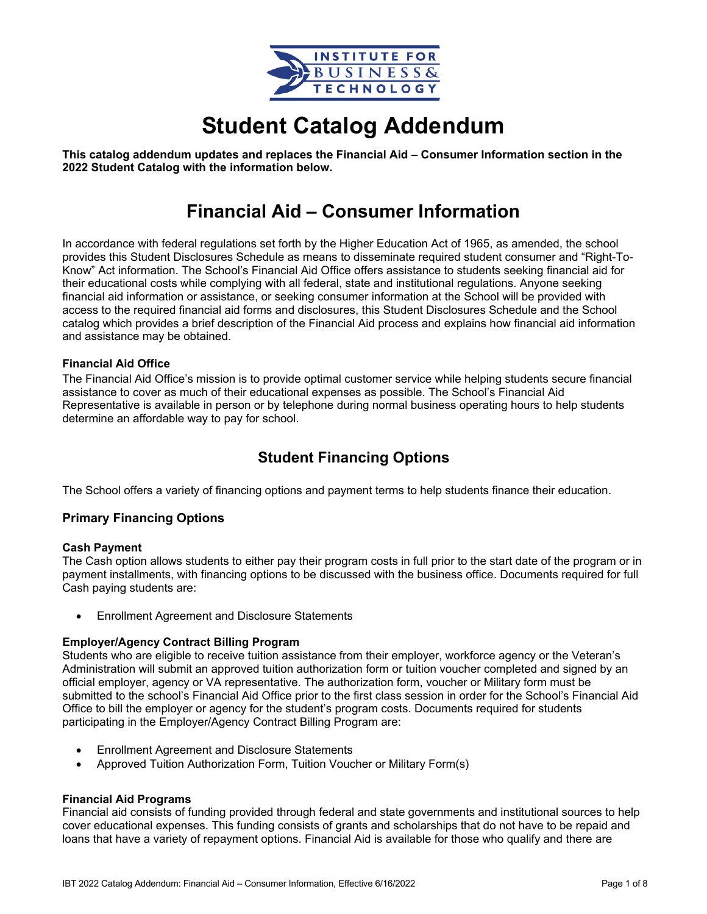# Student Catalog Addendum

**This catalog addendum updates and replaces the Financial Aid – Consumer Information section in the 2022 Student Catalog with the information below.**

# Financial Aid – Consumer Information

In accordance with federal regulations set forth by the Higher Education Act of 1965, as amended, the school provides this Student Disclosures Schedule as means to disseminate required student consumer and "Right-To-Know" Act information. The School's Financial Aid Office offers assistance to students seeking financial aid for their educational costs while complying with all federal, state and institutional regulations. Anyone seeking financial aid information or assistance, or seeking consumer information at the School will be provided with access to the required financial aid forms and disclosures, this Student Disclosures Schedule and the School catalog which provides a brief description of the Financial Aid process and explains how financial aid information and assistance may be obtained.

**Financial Aid Office**

The Financial Aid Office's mission is to provide optimal customer service while helping students secure financial assistance to cover as much of their educational expenses as possible. The School's Financial Aid Representative is available in person or by telephone during normal business operating hours to help students determine an affordable way to pay for school.

## Student Financing Options

The School offers a variety of financing options and payment terms to help students finance their education.

### Primary Financing Options

**Cash Payment**

The Cash option allows students to either pay their program costs in full prior to the start date of the program or in payment installments, with financing options to be discussed with the business office. Documents required for full Cash paying students are:

- Enrollment Agreement and Disclosure Statements

**Employer/Agency Contract Billing Program**

Students who are eligible to receive tuition assistance from their employer, workforce agency or the Veteran's Administration will submit an approved tuition authorization form or tuition voucher completed and signed by an official employer, agency or VA representative. The authorization form, voucher or Military form must be submitted to the school's Financial Aid Office prior to the first class session in order for the School's Financial Aid Office to bill the employer or agency for the student's program costs. Documents required for students participating in the Employer/Agency Contract Billing Program are:

- Enrollment Agreement and Disclosure Statements
- Approved Tuition Authorization Form, Tuition Voucher or Military Form(s)

**Financial Aid Programs**

Financial aid consists of funding provided through federal and state governments and institutional sources to help cover educational expenses. This funding consists of grants and scholarships that do not have to be repaid and loans that have a variety of repayment options. Financial Aid is available for those who qualify and there are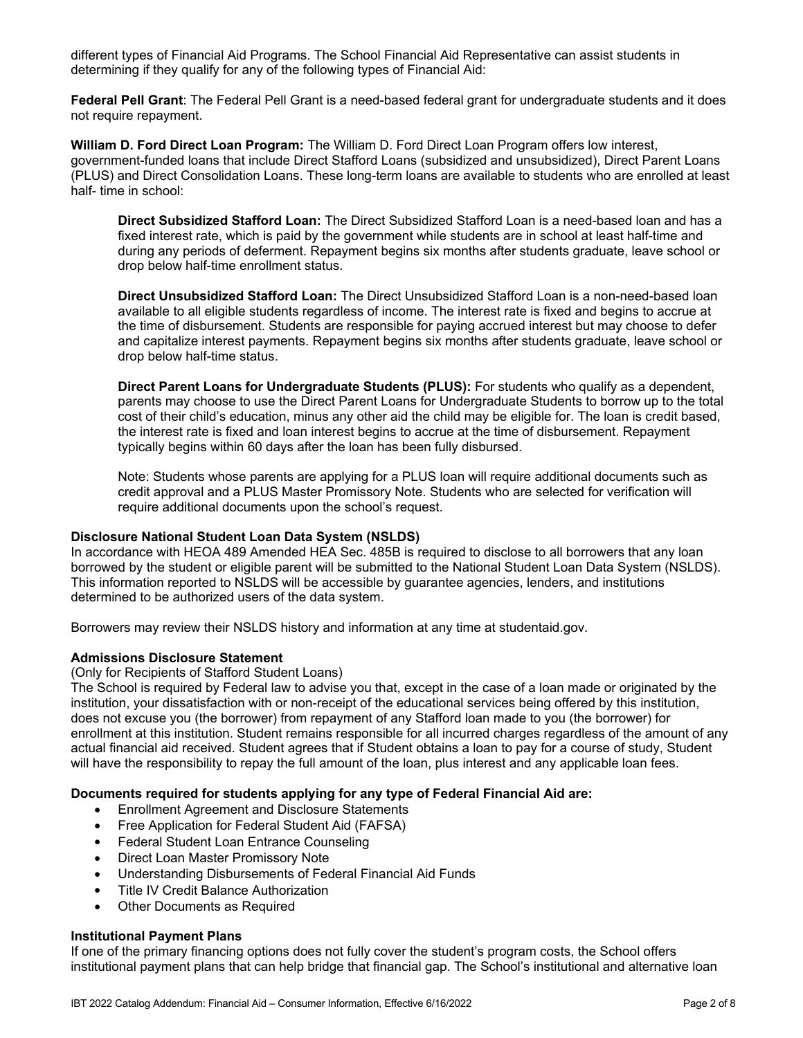different types of Financial Aid Programs. The School Financial Aid Representative can assist students in determining if they qualify for any of the following types of Financial Aid:

**Federal Pell Grant**: The Federal Pell Grant is a need-based federal grant for undergraduate students and it does not require repayment.

**William D. Ford Direct Loan Program:** The William D. Ford Direct Loan Program offers low interest, government-funded loans that include Direct Stafford Loans (subsidized and unsubsidized), Direct Parent Loans (PLUS) and Direct Consolidation Loans. These long-term loans are available to students who are enrolled at least half- time in school:

> **Direct Subsidized Stafford Loan:** The Direct Subsidized Stafford Loan is a need-based loan and has a fixed interest rate, which is paid by the government while students are in school at least half-time and during any periods of deferment. Repayment begins six months after students graduate, leave school or drop below half-time enrollment status.
>
> **Direct Unsubsidized Stafford Loan:** The Direct Unsubsidized Stafford Loan is a non-need-based loan available to all eligible students regardless of income. The interest rate is fixed and begins to accrue at the time of disbursement. Students are responsible for paying accrued interest but may choose to defer and capitalize interest payments. Repayment begins six months after students graduate, leave school or drop below half-time status.
>
> **Direct Parent Loans for Undergraduate Students (PLUS):** For students who qualify as a dependent, parents may choose to use the Direct Parent Loans for Undergraduate Students to borrow up to the total cost of their child's education, minus any other aid the child may be eligible for. The loan is credit based, the interest rate is fixed and loan interest begins to accrue at the time of disbursement. Repayment typically begins within 60 days after the loan has been fully disbursed.
>
> Note: Students whose parents are applying for a PLUS loan will require additional documents such as credit approval and a PLUS Master Promissory Note. Students who are selected for verification will require additional documents upon the school's request.

**Disclosure National Student Loan Data System (NSLDS)**

In accordance with HEOA 489 Amended HEA Sec. 485B is required to disclose to all borrowers that any loan borrowed by the student or eligible parent will be submitted to the National Student Loan Data System (NSLDS). This information reported to NSLDS will be accessible by guarantee agencies, lenders, and institutions determined to be authorized users of the data system.

Borrowers may review their NSLDS history and information at any time at studentaid.gov.

**Admissions Disclosure Statement**

(Only for Recipients of Stafford Student Loans)

The School is required by Federal law to advise you that, except in the case of a loan made or originated by the institution, your dissatisfaction with or non-receipt of the educational services being offered by this institution, does not excuse you (the borrower) from repayment of any Stafford loan made to you (the borrower) for enrollment at this institution. Student remains responsible for all incurred charges regardless of the amount of any actual financial aid received. Student agrees that if Student obtains a loan to pay for a course of study, Student will have the responsibility to repay the full amount of the loan, plus interest and any applicable loan fees.

**Documents required for students applying for any type of Federal Financial Aid are:**

- Enrollment Agreement and Disclosure Statements
- Free Application for Federal Student Aid (FAFSA)
- Federal Student Loan Entrance Counseling
- Direct Loan Master Promissory Note
- Understanding Disbursements of Federal Financial Aid Funds
- Title IV Credit Balance Authorization
- Other Documents as Required

**Institutional Payment Plans**

If one of the primary financing options does not fully cover the student's program costs, the School offers institutional payment plans that can help bridge that financial gap. The School's institutional and alternative loan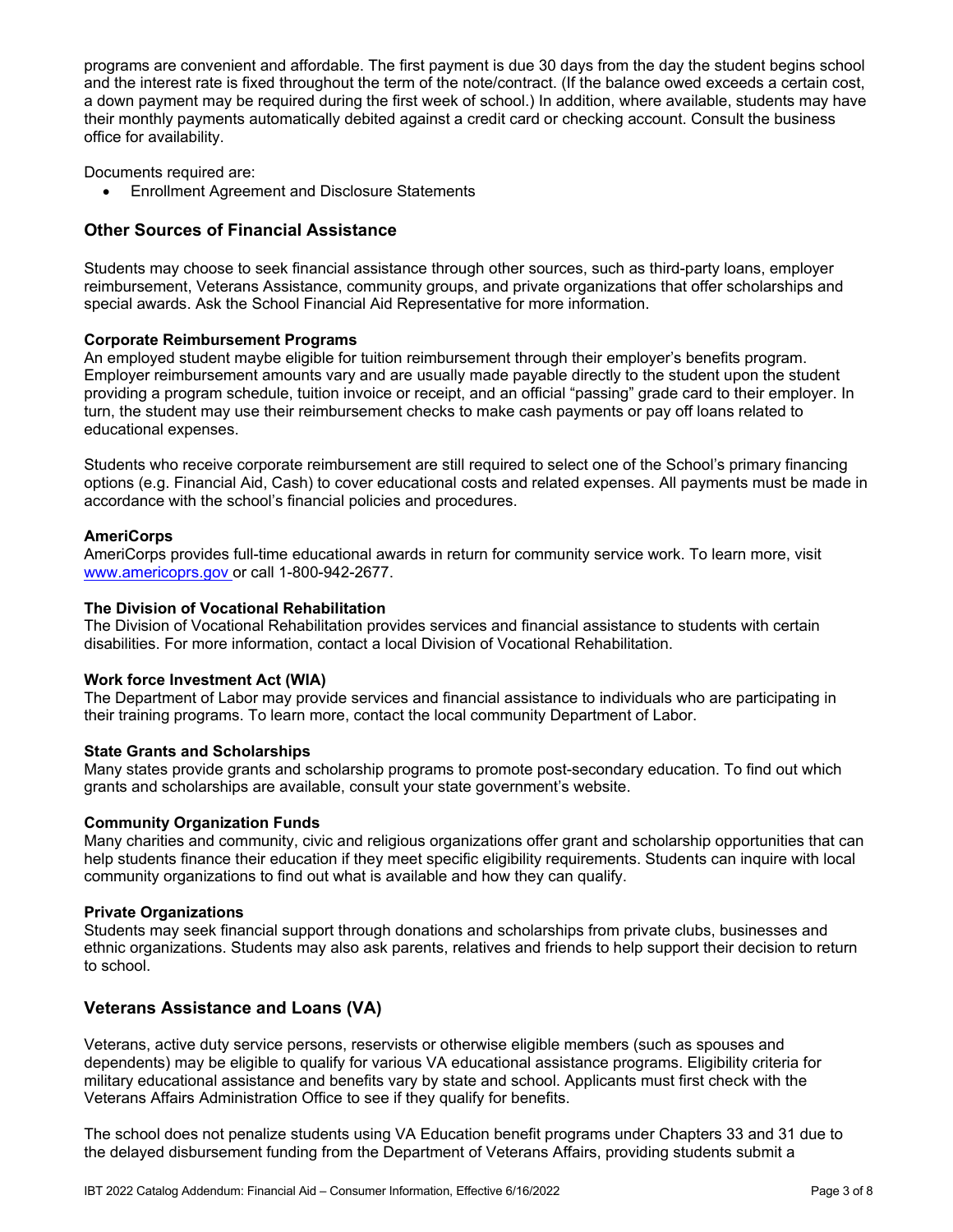programs are convenient and affordable. The first payment is due 30 days from the day the student begins school and the interest rate is fixed throughout the term of the note/contract. (If the balance owed exceeds a certain cost, a down payment may be required during the first week of school.) In addition, where available, students may have their monthly payments automatically debited against a credit card or checking account. Consult the business office for availability.

Documents required are:

- Enrollment Agreement and Disclosure Statements

## Other Sources of Financial Assistance

Students may choose to seek financial assistance through other sources, such as third-party loans, employer reimbursement, Veterans Assistance, community groups, and private organizations that offer scholarships and special awards. Ask the School Financial Aid Representative for more information.

**Corporate Reimbursement Programs**

An employed student maybe eligible for tuition reimbursement through their employer's benefits program. Employer reimbursement amounts vary and are usually made payable directly to the student upon the student providing a program schedule, tuition invoice or receipt, and an official "passing" grade card to their employer. In turn, the student may use their reimbursement checks to make cash payments or pay off loans related to educational expenses.

Students who receive corporate reimbursement are still required to select one of the School's primary financing options (e.g. Financial Aid, Cash) to cover educational costs and related expenses. All payments must be made in accordance with the school's financial policies and procedures.

**AmeriCorps**

AmeriCorps provides full-time educational awards in return for community service work. To learn more, visit [www.americoprs.gov](www.americoprs.gov) or call 1-800-942-2677.

**The Division of Vocational Rehabilitation**

The Division of Vocational Rehabilitation provides services and financial assistance to students with certain disabilities. For more information, contact a local Division of Vocational Rehabilitation.

**Work force Investment Act (WIA)**

The Department of Labor may provide services and financial assistance to individuals who are participating in their training programs. To learn more, contact the local community Department of Labor.

**State Grants and Scholarships**

Many states provide grants and scholarship programs to promote post-secondary education. To find out which grants and scholarships are available, consult your state government's website.

**Community Organization Funds**

Many charities and community, civic and religious organizations offer grant and scholarship opportunities that can help students finance their education if they meet specific eligibility requirements. Students can inquire with local community organizations to find out what is available and how they can qualify.

**Private Organizations**

Students may seek financial support through donations and scholarships from private clubs, businesses and ethnic organizations. Students may also ask parents, relatives and friends to help support their decision to return to school.

## Veterans Assistance and Loans (VA)

Veterans, active duty service persons, reservists or otherwise eligible members (such as spouses and dependents) may be eligible to qualify for various VA educational assistance programs. Eligibility criteria for military educational assistance and benefits vary by state and school. Applicants must first check with the Veterans Affairs Administration Office to see if they qualify for benefits.

The school does not penalize students using VA Education benefit programs under Chapters 33 and 31 due to the delayed disbursement funding from the Department of Veterans Affairs, providing students submit a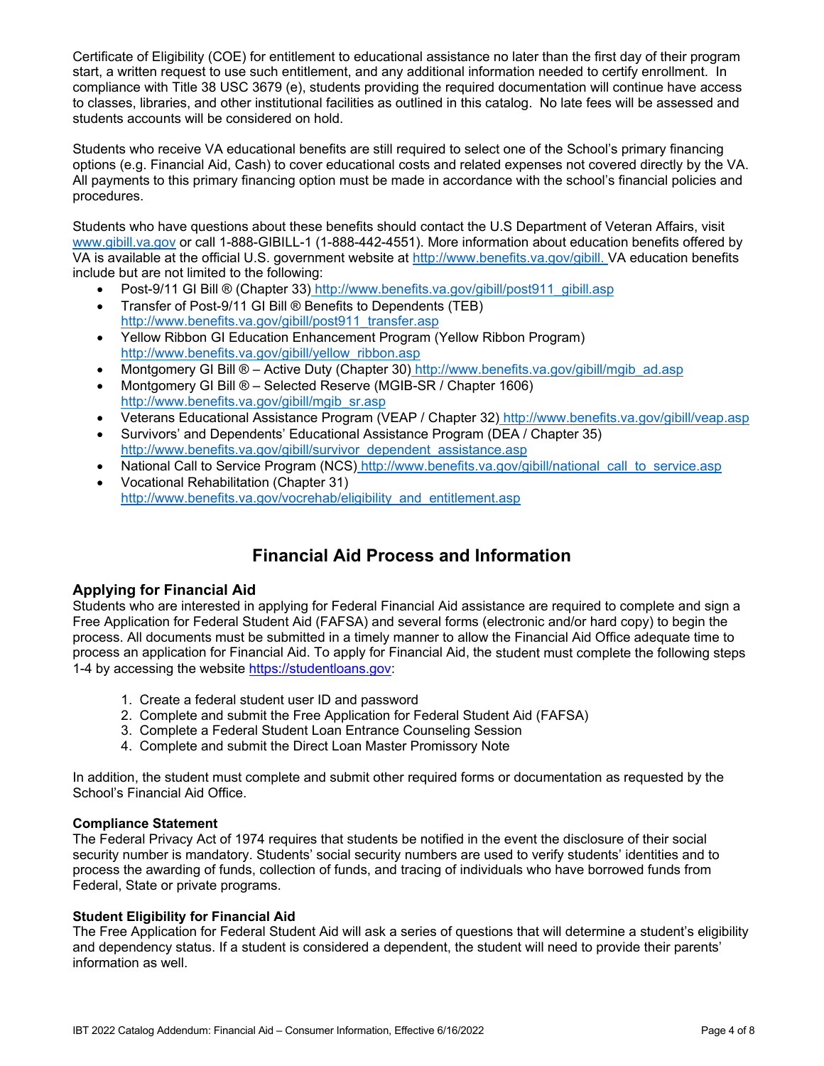Certificate of Eligibility (COE) for entitlement to educational assistance no later than the first day of their program start, a written request to use such entitlement, and any additional information needed to certify enrollment. In compliance with Title 38 USC 3679 (e), students providing the required documentation will continue have access to classes, libraries, and other institutional facilities as outlined in this catalog. No late fees will be assessed and students accounts will be considered on hold.

Students who receive VA educational benefits are still required to select one of the School's primary financing options (e.g. Financial Aid, Cash) to cover educational costs and related expenses not covered directly by the VA. All payments to this primary financing option must be made in accordance with the school's financial policies and procedures.

Students who have questions about these benefits should contact the U.S Department of Veteran Affairs, visit www.gibill.va.gov or call 1-888-GIBILL-1 (1-888-442-4551). More information about education benefits offered by VA is available at the official U.S. government website at http://www.benefits.va.gov/gibill. VA education benefits include but are not limited to the following:

- Post-9/11 GI Bill ® (Chapter 33) http://www.benefits.va.gov/gibill/post911_gibill.asp
- Transfer of Post-9/11 GI Bill ® Benefits to Dependents (TEB) http://www.benefits.va.gov/gibill/post911_transfer.asp
- Yellow Ribbon GI Education Enhancement Program (Yellow Ribbon Program) http://www.benefits.va.gov/gibill/yellow_ribbon.asp
- Montgomery GI Bill ® – Active Duty (Chapter 30) http://www.benefits.va.gov/gibill/mgib_ad.asp
- Montgomery GI Bill ® – Selected Reserve (MGIB-SR / Chapter 1606) http://www.benefits.va.gov/gibill/mgib_sr.asp
- Veterans Educational Assistance Program (VEAP / Chapter 32) http://www.benefits.va.gov/gibill/veap.asp
- Survivors' and Dependents' Educational Assistance Program (DEA / Chapter 35) http://www.benefits.va.gov/gibill/survivor_dependent_assistance.asp
- National Call to Service Program (NCS) http://www.benefits.va.gov/gibill/national_call_to_service.asp
- Vocational Rehabilitation (Chapter 31) http://www.benefits.va.gov/vocrehab/eligibility_and_entitlement.asp

# Financial Aid Process and Information

## Applying for Financial Aid

Students who are interested in applying for Federal Financial Aid assistance are required to complete and sign a Free Application for Federal Student Aid (FAFSA) and several forms (electronic and/or hard copy) to begin the process. All documents must be submitted in a timely manner to allow the Financial Aid Office adequate time to process an application for Financial Aid. To apply for Financial Aid, the student must complete the following steps 1-4 by accessing the website https://studentloans.gov:

1. Create a federal student user ID and password
2. Complete and submit the Free Application for Federal Student Aid (FAFSA)
3. Complete a Federal Student Loan Entrance Counseling Session
4. Complete and submit the Direct Loan Master Promissory Note

In addition, the student must complete and submit other required forms or documentation as requested by the School's Financial Aid Office.

**Compliance Statement**

The Federal Privacy Act of 1974 requires that students be notified in the event the disclosure of their social security number is mandatory. Students' social security numbers are used to verify students' identities and to process the awarding of funds, collection of funds, and tracing of individuals who have borrowed funds from Federal, State or private programs.

**Student Eligibility for Financial Aid**

The Free Application for Federal Student Aid will ask a series of questions that will determine a student's eligibility and dependency status. If a student is considered a dependent, the student will need to provide their parents' information as well.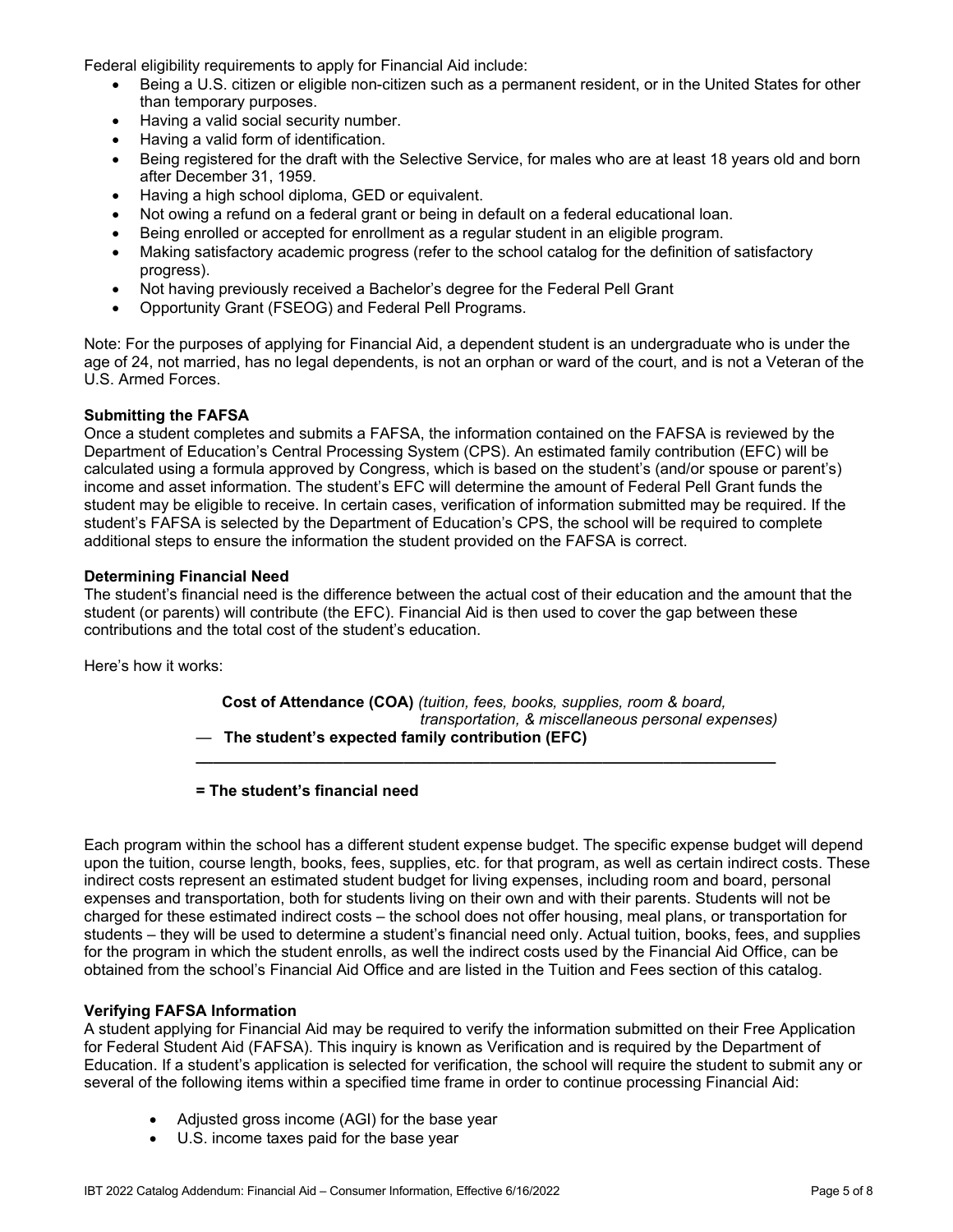Federal eligibility requirements to apply for Financial Aid include:

- Being a U.S. citizen or eligible non-citizen such as a permanent resident, or in the United States for other than temporary purposes.
- Having a valid social security number.
- Having a valid form of identification.
- Being registered for the draft with the Selective Service, for males who are at least 18 years old and born after December 31, 1959.
- Having a high school diploma, GED or equivalent.
- Not owing a refund on a federal grant or being in default on a federal educational loan.
- Being enrolled or accepted for enrollment as a regular student in an eligible program.
- Making satisfactory academic progress (refer to the school catalog for the definition of satisfactory progress).
- Not having previously received a Bachelor's degree for the Federal Pell Grant
- Opportunity Grant (FSEOG) and Federal Pell Programs.

Note: For the purposes of applying for Financial Aid, a dependent student is an undergraduate who is under the age of 24, not married, has no legal dependents, is not an orphan or ward of the court, and is not a Veteran of the U.S. Armed Forces.

**Submitting the FAFSA**

Once a student completes and submits a FAFSA, the information contained on the FAFSA is reviewed by the Department of Education's Central Processing System (CPS). An estimated family contribution (EFC) will be calculated using a formula approved by Congress, which is based on the student's (and/or spouse or parent's) income and asset information. The student's EFC will determine the amount of Federal Pell Grant funds the student may be eligible to receive. In certain cases, verification of information submitted may be required. If the student's FAFSA is selected by the Department of Education's CPS, the school will be required to complete additional steps to ensure the information the student provided on the FAFSA is correct.

**Determining Financial Need**

The student's financial need is the difference between the actual cost of their education and the amount that the student (or parents) will contribute (the EFC). Financial Aid is then used to cover the gap between these contributions and the total cost of the student's education.

Here's how it works:

**Cost of Attendance (COA)** *(tuition, fees, books, supplies, room & board, transportation, & miscellaneous personal expenses)*

— **The student's expected family contribution (EFC)**

---

**= The student's financial need**

Each program within the school has a different student expense budget. The specific expense budget will depend upon the tuition, course length, books, fees, supplies, etc. for that program, as well as certain indirect costs. These indirect costs represent an estimated student budget for living expenses, including room and board, personal expenses and transportation, both for students living on their own and with their parents. Students will not be charged for these estimated indirect costs – the school does not offer housing, meal plans, or transportation for students – they will be used to determine a student's financial need only. Actual tuition, books, fees, and supplies for the program in which the student enrolls, as well the indirect costs used by the Financial Aid Office, can be obtained from the school's Financial Aid Office and are listed in the Tuition and Fees section of this catalog.

**Verifying FAFSA Information**

A student applying for Financial Aid may be required to verify the information submitted on their Free Application for Federal Student Aid (FAFSA). This inquiry is known as Verification and is required by the Department of Education. If a student's application is selected for verification, the school will require the student to submit any or several of the following items within a specified time frame in order to continue processing Financial Aid:

- Adjusted gross income (AGI) for the base year
- U.S. income taxes paid for the base year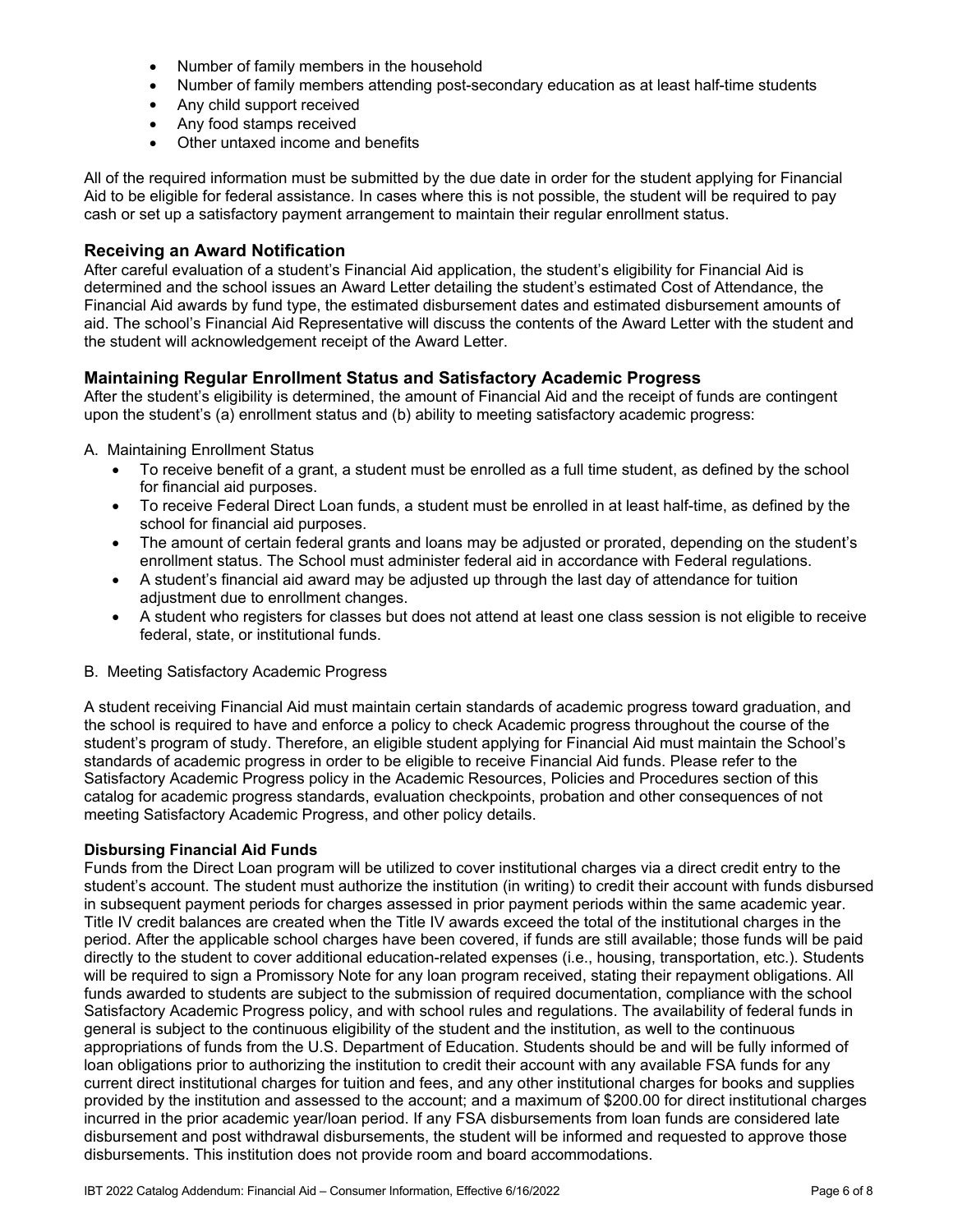- Number of family members in the household
- Number of family members attending post-secondary education as at least half-time students
- Any child support received
- Any food stamps received
- Other untaxed income and benefits

All of the required information must be submitted by the due date in order for the student applying for Financial Aid to be eligible for federal assistance. In cases where this is not possible, the student will be required to pay cash or set up a satisfactory payment arrangement to maintain their regular enrollment status.

## Receiving an Award Notification

After careful evaluation of a student's Financial Aid application, the student's eligibility for Financial Aid is determined and the school issues an Award Letter detailing the student's estimated Cost of Attendance, the Financial Aid awards by fund type, the estimated disbursement dates and estimated disbursement amounts of aid. The school's Financial Aid Representative will discuss the contents of the Award Letter with the student and the student will acknowledgement receipt of the Award Letter.

## Maintaining Regular Enrollment Status and Satisfactory Academic Progress

After the student's eligibility is determined, the amount of Financial Aid and the receipt of funds are contingent upon the student's (a) enrollment status and (b) ability to meeting satisfactory academic progress:

A. Maintaining Enrollment Status

- To receive benefit of a grant, a student must be enrolled as a full time student, as defined by the school for financial aid purposes.
- To receive Federal Direct Loan funds, a student must be enrolled in at least half-time, as defined by the school for financial aid purposes.
- The amount of certain federal grants and loans may be adjusted or prorated, depending on the student's enrollment status. The School must administer federal aid in accordance with Federal regulations.
- A student's financial aid award may be adjusted up through the last day of attendance for tuition adjustment due to enrollment changes.
- A student who registers for classes but does not attend at least one class session is not eligible to receive federal, state, or institutional funds.

B. Meeting Satisfactory Academic Progress

A student receiving Financial Aid must maintain certain standards of academic progress toward graduation, and the school is required to have and enforce a policy to check Academic progress throughout the course of the student's program of study. Therefore, an eligible student applying for Financial Aid must maintain the School's standards of academic progress in order to be eligible to receive Financial Aid funds. Please refer to the Satisfactory Academic Progress policy in the Academic Resources, Policies and Procedures section of this catalog for academic progress standards, evaluation checkpoints, probation and other consequences of not meeting Satisfactory Academic Progress, and other policy details.

**Disbursing Financial Aid Funds**

Funds from the Direct Loan program will be utilized to cover institutional charges via a direct credit entry to the student's account. The student must authorize the institution (in writing) to credit their account with funds disbursed in subsequent payment periods for charges assessed in prior payment periods within the same academic year. Title IV credit balances are created when the Title IV awards exceed the total of the institutional charges in the period. After the applicable school charges have been covered, if funds are still available; those funds will be paid directly to the student to cover additional education-related expenses (i.e., housing, transportation, etc.). Students will be required to sign a Promissory Note for any loan program received, stating their repayment obligations. All funds awarded to students are subject to the submission of required documentation, compliance with the school Satisfactory Academic Progress policy, and with school rules and regulations. The availability of federal funds in general is subject to the continuous eligibility of the student and the institution, as well to the continuous appropriations of funds from the U.S. Department of Education. Students should be and will be fully informed of loan obligations prior to authorizing the institution to credit their account with any available FSA funds for any current direct institutional charges for tuition and fees, and any other institutional charges for books and supplies provided by the institution and assessed to the account; and a maximum of $200.00 for direct institutional charges incurred in the prior academic year/loan period. If any FSA disbursements from loan funds are considered late disbursement and post withdrawal disbursements, the student will be informed and requested to approve those disbursements. This institution does not provide room and board accommodations.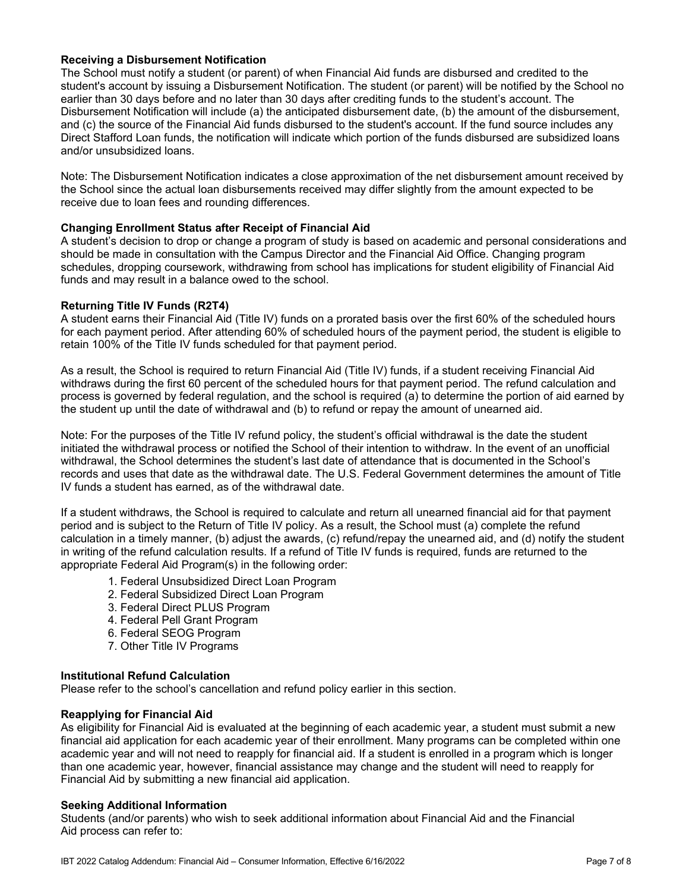### Receiving a Disbursement Notification

The School must notify a student (or parent) of when Financial Aid funds are disbursed and credited to the student's account by issuing a Disbursement Notification. The student (or parent) will be notified by the School no earlier than 30 days before and no later than 30 days after crediting funds to the student's account. The Disbursement Notification will include (a) the anticipated disbursement date, (b) the amount of the disbursement, and (c) the source of the Financial Aid funds disbursed to the student's account. If the fund source includes any Direct Stafford Loan funds, the notification will indicate which portion of the funds disbursed are subsidized loans and/or unsubsidized loans.

Note: The Disbursement Notification indicates a close approximation of the net disbursement amount received by the School since the actual loan disbursements received may differ slightly from the amount expected to be receive due to loan fees and rounding differences.

### Changing Enrollment Status after Receipt of Financial Aid

A student's decision to drop or change a program of study is based on academic and personal considerations and should be made in consultation with the Campus Director and the Financial Aid Office. Changing program schedules, dropping coursework, withdrawing from school has implications for student eligibility of Financial Aid funds and may result in a balance owed to the school.

### Returning Title IV Funds (R2T4)

A student earns their Financial Aid (Title IV) funds on a prorated basis over the first 60% of the scheduled hours for each payment period. After attending 60% of scheduled hours of the payment period, the student is eligible to retain 100% of the Title IV funds scheduled for that payment period.

As a result, the School is required to return Financial Aid (Title IV) funds, if a student receiving Financial Aid withdraws during the first 60 percent of the scheduled hours for that payment period. The refund calculation and process is governed by federal regulation, and the school is required (a) to determine the portion of aid earned by the student up until the date of withdrawal and (b) to refund or repay the amount of unearned aid.

Note: For the purposes of the Title IV refund policy, the student's official withdrawal is the date the student initiated the withdrawal process or notified the School of their intention to withdraw. In the event of an unofficial withdrawal, the School determines the student's last date of attendance that is documented in the School's records and uses that date as the withdrawal date. The U.S. Federal Government determines the amount of Title IV funds a student has earned, as of the withdrawal date.

If a student withdraws, the School is required to calculate and return all unearned financial aid for that payment period and is subject to the Return of Title IV policy. As a result, the School must (a) complete the refund calculation in a timely manner, (b) adjust the awards, (c) refund/repay the unearned aid, and (d) notify the student in writing of the refund calculation results. If a refund of Title IV funds is required, funds are returned to the appropriate Federal Aid Program(s) in the following order:

1. Federal Unsubsidized Direct Loan Program
2. Federal Subsidized Direct Loan Program
3. Federal Direct PLUS Program
4. Federal Pell Grant Program
6. Federal SEOG Program
7. Other Title IV Programs

### Institutional Refund Calculation

Please refer to the school's cancellation and refund policy earlier in this section.

### Reapplying for Financial Aid

As eligibility for Financial Aid is evaluated at the beginning of each academic year, a student must submit a new financial aid application for each academic year of their enrollment. Many programs can be completed within one academic year and will not need to reapply for financial aid. If a student is enrolled in a program which is longer than one academic year, however, financial assistance may change and the student will need to reapply for Financial Aid by submitting a new financial aid application.

### Seeking Additional Information

Students (and/or parents) who wish to seek additional information about Financial Aid and the Financial Aid process can refer to: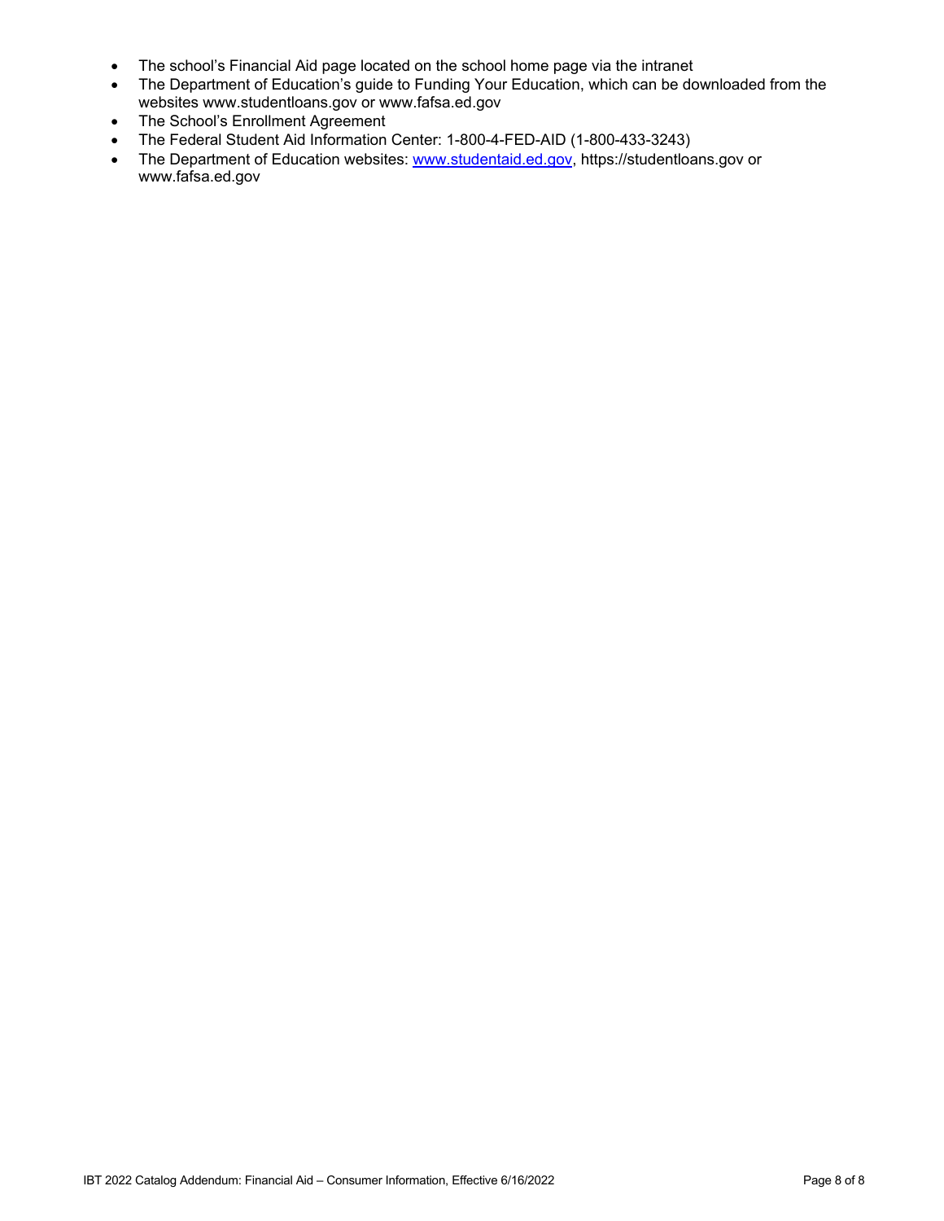- The school's Financial Aid page located on the school home page via the intranet
- The Department of Education's guide to Funding Your Education, which can be downloaded from the websites www.studentloans.gov or www.fafsa.ed.gov
- The School's Enrollment Agreement
- The Federal Student Aid Information Center: 1-800-4-FED-AID (1-800-433-3243)
- The Department of Education websites: www.studentaid.ed.gov, https://studentloans.gov or www.fafsa.ed.gov